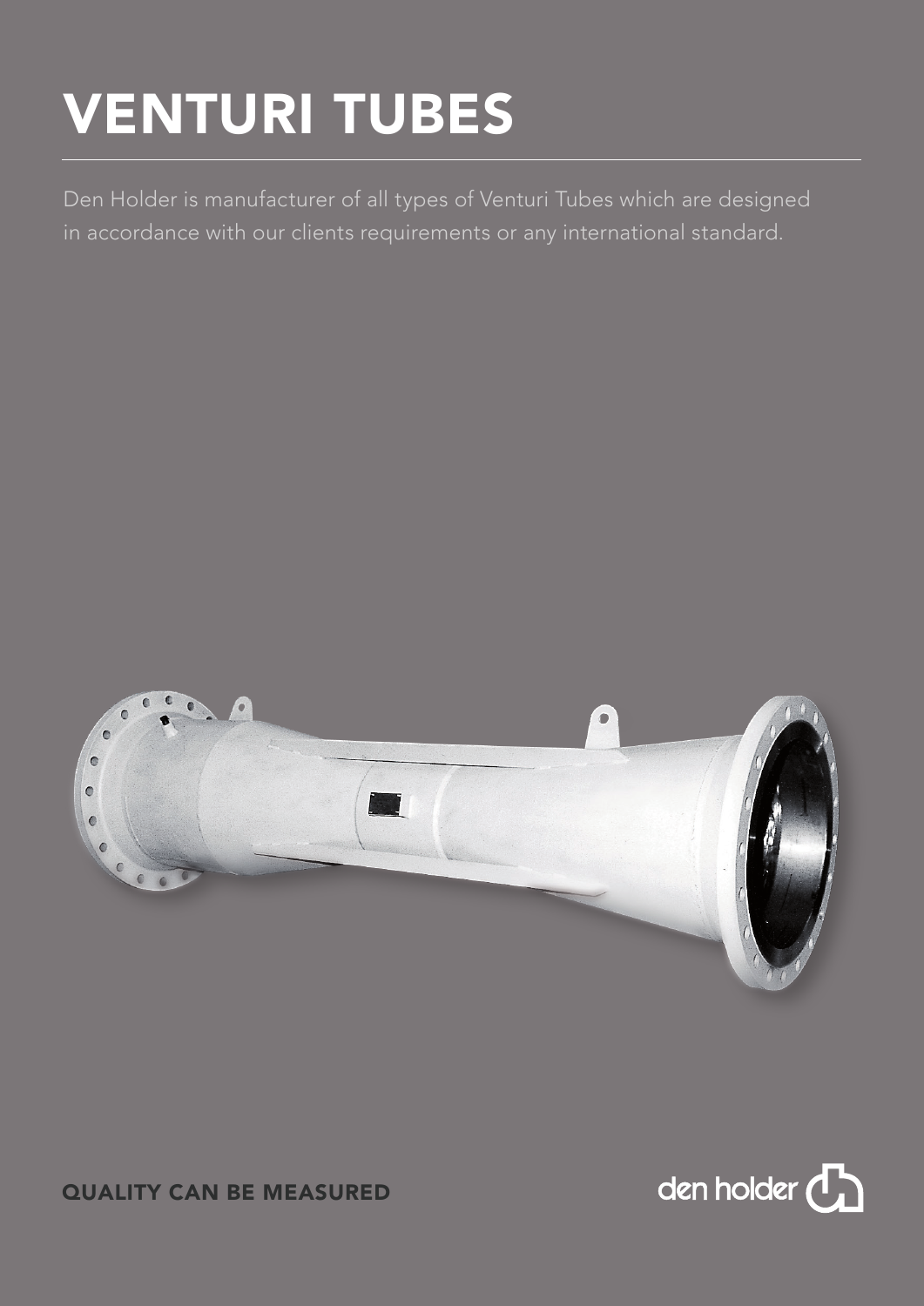# VENTURI TUBES

Den Holder is manufacturer of all types of Venturi Tubes which are designed in accordance with our clients requirements or any international standard.

QUALITY CAN BE MEASURED

den holder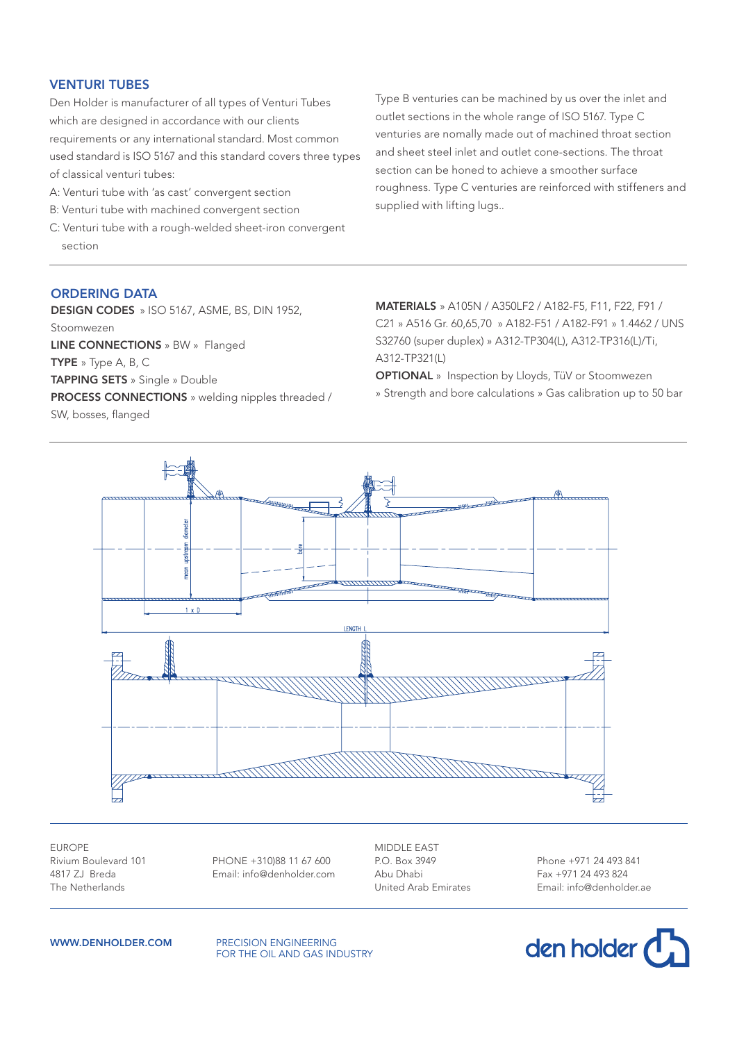## VENTURI TUBES

Den Holder is manufacturer of all types of Venturi Tubes which are designed in accordance with our clients requirements or any international standard. Most common used standard is ISO 5167 and this standard covers three types of classical venturi tubes:

A: Venturi tube with 'as cast' convergent section
B: Venturi tube with machined convergent section
C: Venturi tube with a rough-welded sheet-iron convergent section

Type B venturies can be machined by us over the inlet and outlet sections in the whole range of ISO 5167. Type C venturies are nomally made out of machined throat section and sheet steel inlet and outlet cone-sections. The throat section can be honed to achieve a smoother surface roughness. Type C venturies are reinforced with stiffeners and supplied with lifting lugs..

## ORDERING DATA

**DESIGN CODES** » ISO 5167, ASME, BS, DIN 1952, Stoomwezen
**LINE CONNECTIONS** » BW » Flanged
**TYPE** » Type A, B, C
**TAPPING SETS** » Single » Double
**PROCESS CONNECTIONS** » welding nipples threaded / SW, bosses, flanged

**MATERIALS** » A105N / A350LF2 / A182-F5, F11, F22, F91 / C21 » A516 Gr. 60,65,70 » A182-F51 / A182-F91 » 1.4462 / UNS S32760 (super duplex) » A312-TP304(L), A312-TP316(L)/Ti, A312-TP321(L)
**OPTIONAL** » Inspection by Lloyds, TüV or Stoomwezen » Strength and bore calculations » Gas calibration up to 50 bar

mean upstream diameter
bore
1 x D
LENGTH L

EUROPE
Rivium Boulevard 101
4817 ZJ Breda
The Netherlands

PHONE +310)88 11 67 600
Email: info@denholder.com

MIDDLE EAST
P.O. Box 3949
Abu Dhabi
United Arab Emirates

Phone +971 24 493 841
Fax +971 24 493 824
Email: info@denholder.ae

WWW.DENHOLDER.COM

PRECISION ENGINEERING
FOR THE OIL AND GAS INDUSTRY

den holder